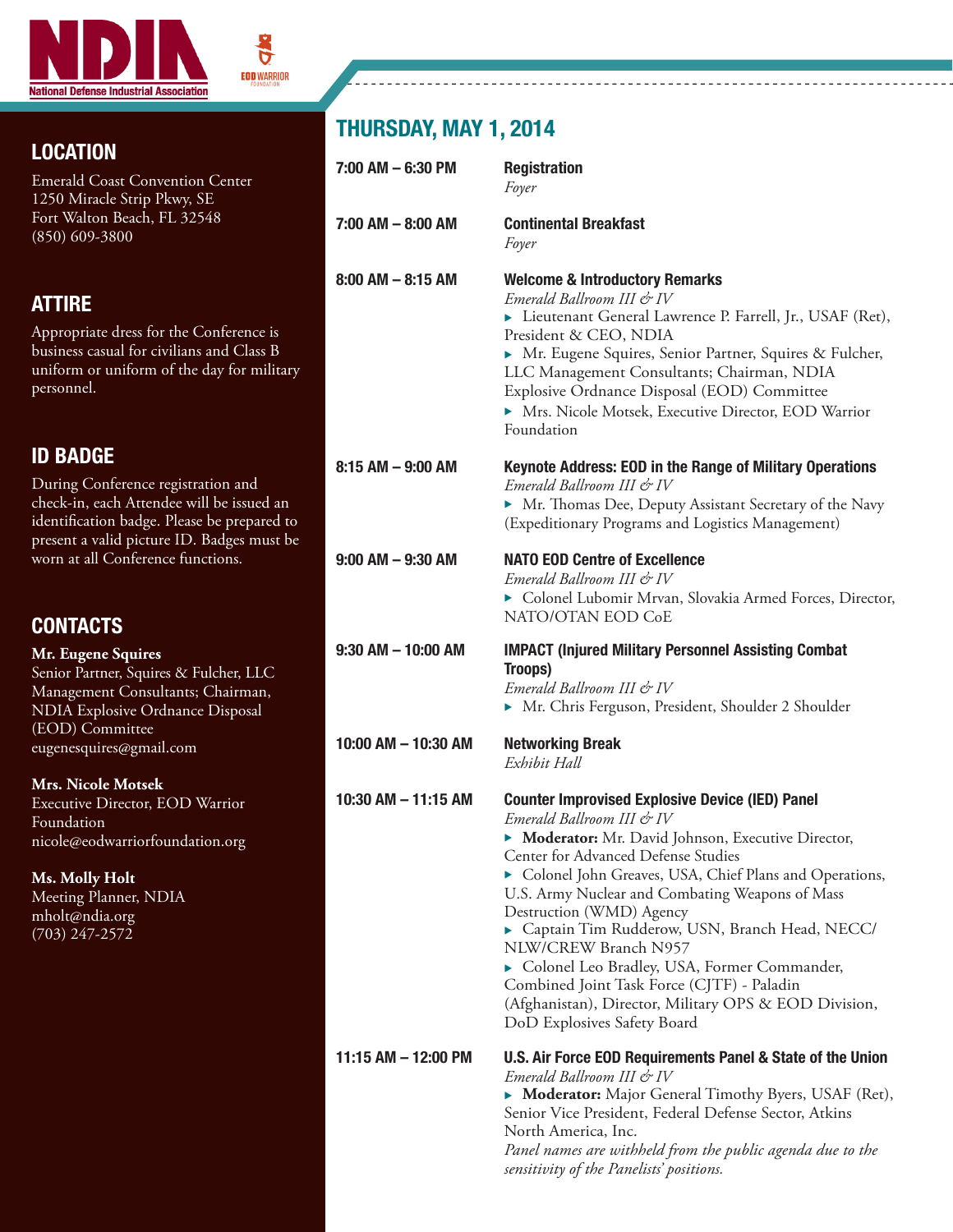National Defense Industrial Association

EOD WARRIOR FOUNDATION

## LOCATION

Emerald Coast Convention Center
1250 Miracle Strip Pkwy, SE
Fort Walton Beach, FL 32548
(850) 609-3800

## ATTIRE

Appropriate dress for the Conference is business casual for civilians and Class B uniform or uniform of the day for military personnel.

## ID BADGE

During Conference registration and check-in, each Attendee will be issued an identification badge. Please be prepared to present a valid picture ID. Badges must be worn at all Conference functions.

## CONTACTS

**Mr. Eugene Squires**
Senior Partner, Squires & Fulcher, LLC Management Consultants; Chairman, NDIA Explosive Ordnance Disposal (EOD) Committee
eugenesquires@gmail.com

**Mrs. Nicole Motsek**
Executive Director, EOD Warrior Foundation
nicole@eodwarriorfoundation.org

**Ms. Molly Holt**
Meeting Planner, NDIA
mholt@ndia.org
(703) 247-2572

## THURSDAY, MAY 1, 2014

**7:00 AM – 6:30 PM** — **Registration**
*Foyer*

**7:00 AM – 8:00 AM** — **Continental Breakfast**
*Foyer*

**8:00 AM – 8:15 AM** — **Welcome & Introductory Remarks**
*Emerald Ballroom III & IV*
- Lieutenant General Lawrence P. Farrell, Jr., USAF (Ret), President & CEO, NDIA
- Mr. Eugene Squires, Senior Partner, Squires & Fulcher, LLC Management Consultants; Chairman, NDIA Explosive Ordnance Disposal (EOD) Committee
- Mrs. Nicole Motsek, Executive Director, EOD Warrior Foundation

**8:15 AM – 9:00 AM** — **Keynote Address: EOD in the Range of Military Operations**
*Emerald Ballroom III & IV*
- Mr. Thomas Dee, Deputy Assistant Secretary of the Navy (Expeditionary Programs and Logistics Management)

**9:00 AM – 9:30 AM** — **NATO EOD Centre of Excellence**
*Emerald Ballroom III & IV*
- Colonel Lubomir Mrvan, Slovakia Armed Forces, Director, NATO/OTAN EOD CoE

**9:30 AM – 10:00 AM** — **IMPACT (Injured Military Personnel Assisting Combat Troops)**
*Emerald Ballroom III & IV*
- Mr. Chris Ferguson, President, Shoulder 2 Shoulder

**10:00 AM – 10:30 AM** — **Networking Break**
*Exhibit Hall*

**10:30 AM – 11:15 AM** — **Counter Improvised Explosive Device (IED) Panel**
*Emerald Ballroom III & IV*
- **Moderator:** Mr. David Johnson, Executive Director, Center for Advanced Defense Studies
- Colonel John Greaves, USA, Chief Plans and Operations, U.S. Army Nuclear and Combating Weapons of Mass Destruction (WMD) Agency
- Captain Tim Rudderow, USN, Branch Head, NECC/NLW/CREW Branch N957
- Colonel Leo Bradley, USA, Former Commander, Combined Joint Task Force (CJTF) - Paladin (Afghanistan), Director, Military OPS & EOD Division, DoD Explosives Safety Board

**11:15 AM – 12:00 PM** — **U.S. Air Force EOD Requirements Panel & State of the Union**
*Emerald Ballroom III & IV*
- **Moderator:** Major General Timothy Byers, USAF (Ret), Senior Vice President, Federal Defense Sector, Atkins North America, Inc.

*Panel names are withheld from the public agenda due to the sensitivity of the Panelists' positions.*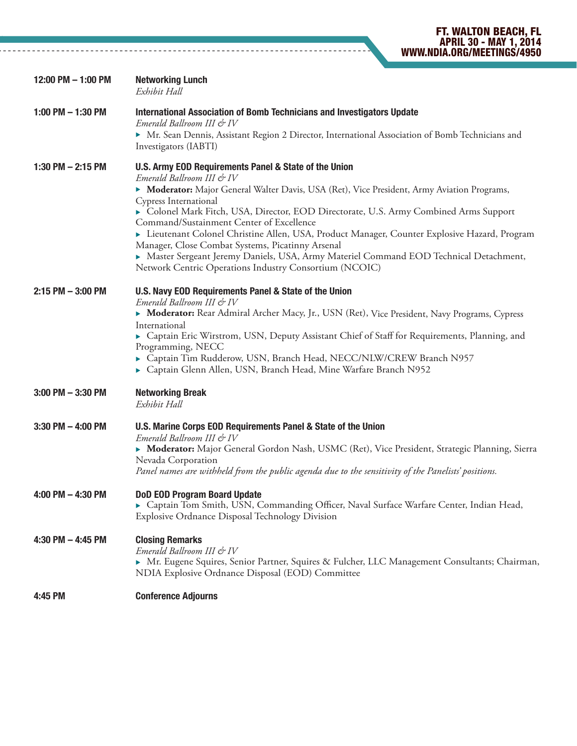**12:00 PM – 1:00 PM** **Networking Lunch**
*Exhibit Hall*

**1:00 PM – 1:30 PM** **International Association of Bomb Technicians and Investigators Update**
*Emerald Ballroom III & IV*
- Mr. Sean Dennis, Assistant Region 2 Director, International Association of Bomb Technicians and Investigators (IABTI)

**1:30 PM – 2:15 PM** **U.S. Army EOD Requirements Panel & State of the Union**
*Emerald Ballroom III & IV*
- **Moderator:** Major General Walter Davis, USA (Ret), Vice President, Army Aviation Programs, Cypress International
- Colonel Mark Fitch, USA, Director, EOD Directorate, U.S. Army Combined Arms Support Command/Sustainment Center of Excellence
- Lieutenant Colonel Christine Allen, USA, Product Manager, Counter Explosive Hazard, Program Manager, Close Combat Systems, Picatinny Arsenal
- Master Sergeant Jeremy Daniels, USA, Army Materiel Command EOD Technical Detachment, Network Centric Operations Industry Consortium (NCOIC)

**2:15 PM – 3:00 PM** **U.S. Navy EOD Requirements Panel & State of the Union**
*Emerald Ballroom III & IV*
- **Moderator:** Rear Admiral Archer Macy, Jr., USN (Ret), Vice President, Navy Programs, Cypress International
- Captain Eric Wirstrom, USN, Deputy Assistant Chief of Staff for Requirements, Planning, and Programming, NECC
- Captain Tim Rudderow, USN, Branch Head, NECC/NLW/CREW Branch N957
- Captain Glenn Allen, USN, Branch Head, Mine Warfare Branch N952

**3:00 PM – 3:30 PM** **Networking Break**
*Exhibit Hall*

**3:30 PM – 4:00 PM** **U.S. Marine Corps EOD Requirements Panel & State of the Union**
*Emerald Ballroom III & IV*
- **Moderator:** Major General Gordon Nash, USMC (Ret), Vice President, Strategic Planning, Sierra Nevada Corporation

*Panel names are withheld from the public agenda due to the sensitivity of the Panelists' positions.*

**4:00 PM – 4:30 PM** **DoD EOD Program Board Update**
- Captain Tom Smith, USN, Commanding Officer, Naval Surface Warfare Center, Indian Head, Explosive Ordnance Disposal Technology Division

**4:30 PM – 4:45 PM** **Closing Remarks**
*Emerald Ballroom III & IV*
- Mr. Eugene Squires, Senior Partner, Squires & Fulcher, LLC Management Consultants; Chairman, NDIA Explosive Ordnance Disposal (EOD) Committee

**4:45 PM** **Conference Adjourns**